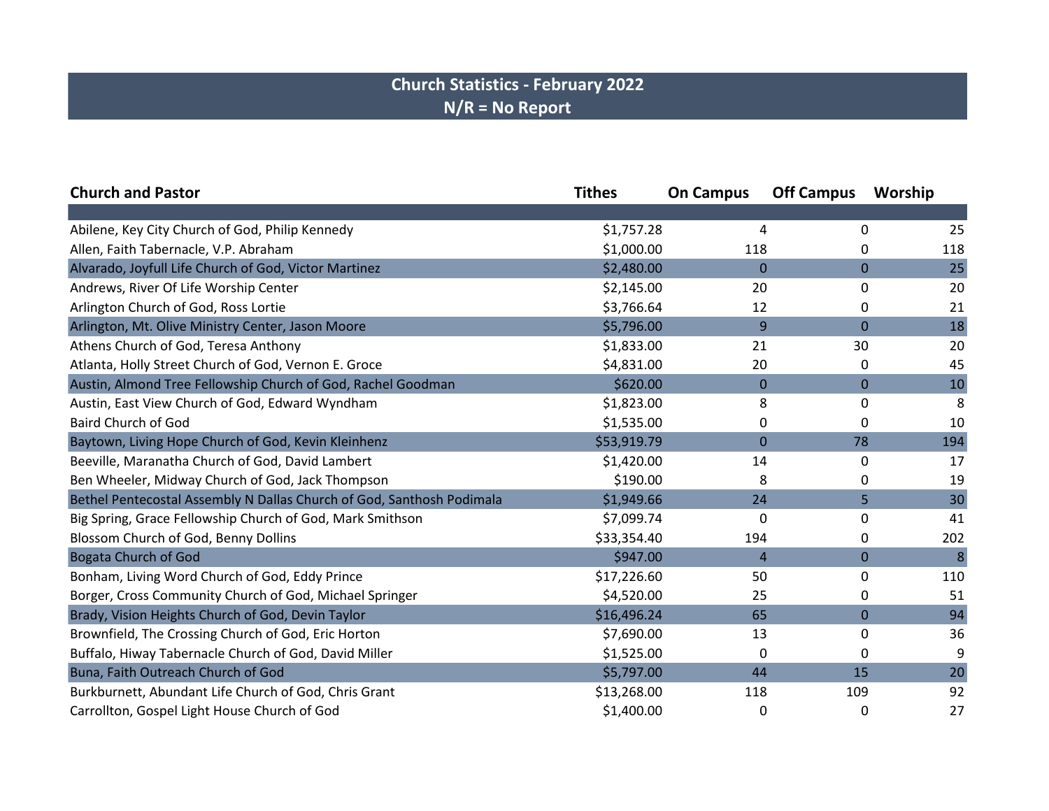# Church Statistics - February 2022

**N/R = No Report**

| Church and Pastor | Tithes | On Campus | Off Campus | Worship |
|---|---|---|---|---|
| Abilene, Key City Church of God, Philip Kennedy | $1,757.28 | 4 | 0 | 25 |
| Allen, Faith Tabernacle, V.P. Abraham | $1,000.00 | 118 | 0 | 118 |
| Alvarado, Joyfull Life Church of God, Victor Martinez | $2,480.00 | 0 | 0 | 25 |
| Andrews, River Of Life Worship Center | $2,145.00 | 20 | 0 | 20 |
| Arlington Church of God, Ross Lortie | $3,766.64 | 12 | 0 | 21 |
| Arlington, Mt. Olive Ministry Center, Jason Moore | $5,796.00 | 9 | 0 | 18 |
| Athens Church of God, Teresa Anthony | $1,833.00 | 21 | 30 | 20 |
| Atlanta, Holly Street Church of God, Vernon E. Groce | $4,831.00 | 20 | 0 | 45 |
| Austin, Almond Tree Fellowship Church of God, Rachel Goodman | $620.00 | 0 | 0 | 10 |
| Austin, East View Church of God, Edward Wyndham | $1,823.00 | 8 | 0 | 8 |
| Baird Church of God | $1,535.00 | 0 | 0 | 10 |
| Baytown, Living Hope Church of God, Kevin Kleinhenz | $53,919.79 | 0 | 78 | 194 |
| Beeville, Maranatha Church of God, David Lambert | $1,420.00 | 14 | 0 | 17 |
| Ben Wheeler, Midway Church of God, Jack Thompson | $190.00 | 8 | 0 | 19 |
| Bethel Pentecostal Assembly N Dallas Church of God, Santhosh Podimala | $1,949.66 | 24 | 5 | 30 |
| Big Spring, Grace Fellowship Church of God, Mark Smithson | $7,099.74 | 0 | 0 | 41 |
| Blossom Church of God, Benny Dollins | $33,354.40 | 194 | 0 | 202 |
| Bogata Church of God | $947.00 | 4 | 0 | 8 |
| Bonham, Living Word Church of God, Eddy Prince | $17,226.60 | 50 | 0 | 110 |
| Borger, Cross Community Church of God, Michael Springer | $4,520.00 | 25 | 0 | 51 |
| Brady, Vision Heights Church of God, Devin Taylor | $16,496.24 | 65 | 0 | 94 |
| Brownfield, The Crossing Church of God, Eric Horton | $7,690.00 | 13 | 0 | 36 |
| Buffalo, Hiway Tabernacle Church of God, David Miller | $1,525.00 | 0 | 0 | 9 |
| Buna, Faith Outreach Church of God | $5,797.00 | 44 | 15 | 20 |
| Burkburnett, Abundant Life Church of God, Chris Grant | $13,268.00 | 118 | 109 | 92 |
| Carrollton, Gospel Light House Church of God | $1,400.00 | 0 | 0 | 27 |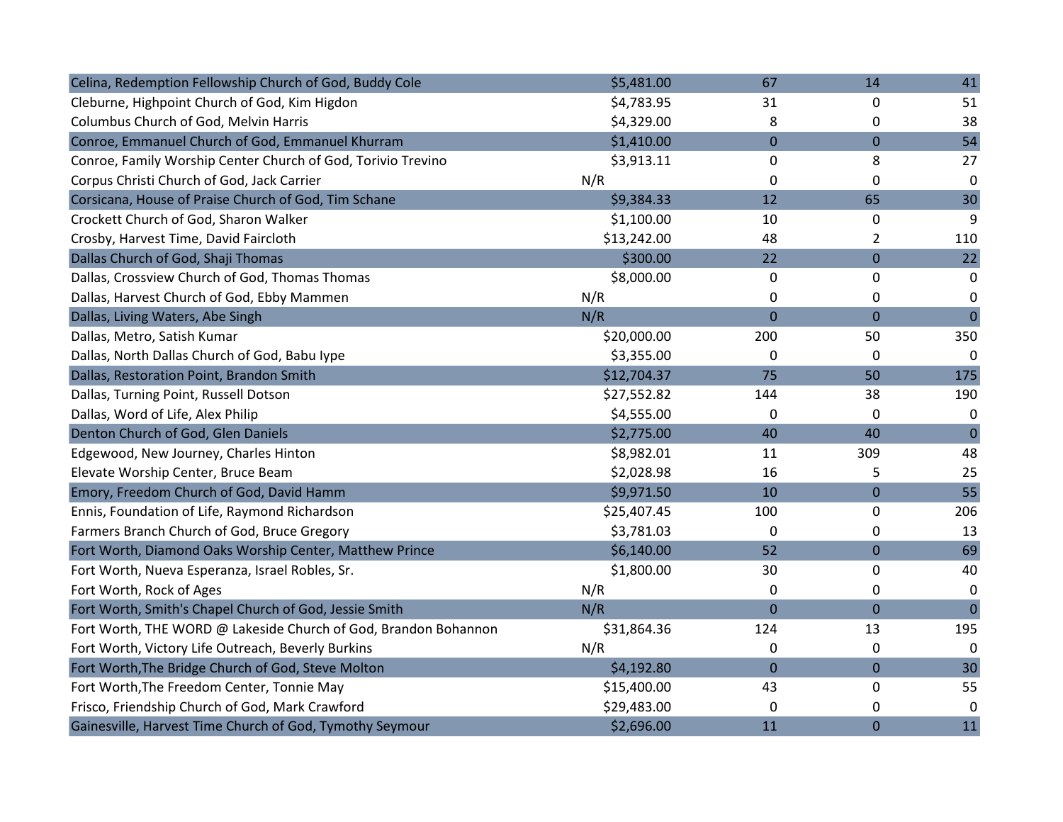| | | | | |
|---|---|---|---|---|
| Celina, Redemption Fellowship Church of God, Buddy Cole | $5,481.00 | 67 | 14 | 41 |
| Cleburne, Highpoint Church of God, Kim Higdon | $4,783.95 | 31 | 0 | 51 |
| Columbus Church of God, Melvin Harris | $4,329.00 | 8 | 0 | 38 |
| Conroe, Emmanuel Church of God, Emmanuel Khurram | $1,410.00 | 0 | 0 | 54 |
| Conroe, Family Worship Center Church of God, Torivio Trevino | $3,913.11 | 0 | 8 | 27 |
| Corpus Christi Church of God, Jack Carrier | N/R | 0 | 0 | 0 |
| Corsicana, House of Praise Church of God, Tim Schane | $9,384.33 | 12 | 65 | 30 |
| Crockett Church of God, Sharon Walker | $1,100.00 | 10 | 0 | 9 |
| Crosby, Harvest Time, David Faircloth | $13,242.00 | 48 | 2 | 110 |
| Dallas Church of God, Shaji Thomas | $300.00 | 22 | 0 | 22 |
| Dallas, Crossview Church of God, Thomas Thomas | $8,000.00 | 0 | 0 | 0 |
| Dallas, Harvest Church of God, Ebby Mammen | N/R | 0 | 0 | 0 |
| Dallas, Living Waters, Abe Singh | N/R | 0 | 0 | 0 |
| Dallas, Metro, Satish Kumar | $20,000.00 | 200 | 50 | 350 |
| Dallas, North Dallas Church of God, Babu Iype | $3,355.00 | 0 | 0 | 0 |
| Dallas, Restoration Point, Brandon Smith | $12,704.37 | 75 | 50 | 175 |
| Dallas, Turning Point, Russell Dotson | $27,552.82 | 144 | 38 | 190 |
| Dallas, Word of Life, Alex Philip | $4,555.00 | 0 | 0 | 0 |
| Denton Church of God, Glen Daniels | $2,775.00 | 40 | 40 | 0 |
| Edgewood, New Journey, Charles Hinton | $8,982.01 | 11 | 309 | 48 |
| Elevate Worship Center, Bruce Beam | $2,028.98 | 16 | 5 | 25 |
| Emory, Freedom Church of God, David Hamm | $9,971.50 | 10 | 0 | 55 |
| Ennis, Foundation of Life, Raymond Richardson | $25,407.45 | 100 | 0 | 206 |
| Farmers Branch Church of God, Bruce Gregory | $3,781.03 | 0 | 0 | 13 |
| Fort Worth, Diamond Oaks Worship Center, Matthew Prince | $6,140.00 | 52 | 0 | 69 |
| Fort Worth, Nueva Esperanza, Israel Robles, Sr. | $1,800.00 | 30 | 0 | 40 |
| Fort Worth, Rock of Ages | N/R | 0 | 0 | 0 |
| Fort Worth, Smith's Chapel Church of God, Jessie Smith | N/R | 0 | 0 | 0 |
| Fort Worth, THE WORD @ Lakeside Church of God, Brandon Bohannon | $31,864.36 | 124 | 13 | 195 |
| Fort Worth, Victory Life Outreach, Beverly Burkins | N/R | 0 | 0 | 0 |
| Fort Worth,The Bridge Church of God, Steve Molton | $4,192.80 | 0 | 0 | 30 |
| Fort Worth,The Freedom Center, Tonnie May | $15,400.00 | 43 | 0 | 55 |
| Frisco, Friendship Church of God, Mark Crawford | $29,483.00 | 0 | 0 | 0 |
| Gainesville, Harvest Time Church of God, Tymothy Seymour | $2,696.00 | 11 | 0 | 11 |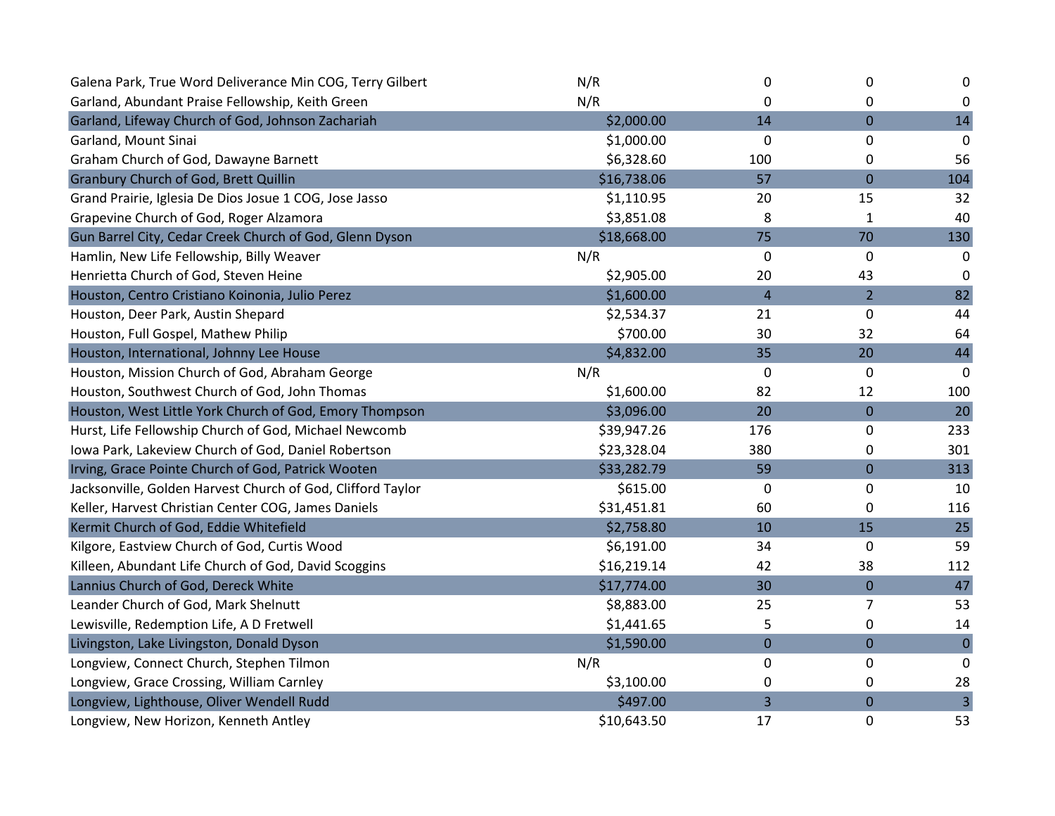| | | | | |
|---|---|---|---|---|
| Galena Park, True Word Deliverance Min COG, Terry Gilbert | N/R | 0 | 0 | 0 |
| Garland, Abundant Praise Fellowship, Keith Green | N/R | 0 | 0 | 0 |
| Garland, Lifeway Church of God, Johnson Zachariah | $2,000.00 | 14 | 0 | 14 |
| Garland, Mount Sinai | $1,000.00 | 0 | 0 | 0 |
| Graham Church of God, Dawayne Barnett | $6,328.60 | 100 | 0 | 56 |
| Granbury Church of God, Brett Quillin | $16,738.06 | 57 | 0 | 104 |
| Grand Prairie, Iglesia De Dios Josue 1 COG, Jose Jasso | $1,110.95 | 20 | 15 | 32 |
| Grapevine Church of God, Roger Alzamora | $3,851.08 | 8 | 1 | 40 |
| Gun Barrel City, Cedar Creek Church of God, Glenn Dyson | $18,668.00 | 75 | 70 | 130 |
| Hamlin, New Life Fellowship, Billy Weaver | N/R | 0 | 0 | 0 |
| Henrietta Church of God, Steven Heine | $2,905.00 | 20 | 43 | 0 |
| Houston, Centro Cristiano Koinonia, Julio Perez | $1,600.00 | 4 | 2 | 82 |
| Houston, Deer Park, Austin Shepard | $2,534.37 | 21 | 0 | 44 |
| Houston, Full Gospel, Mathew Philip | $700.00 | 30 | 32 | 64 |
| Houston, International, Johnny Lee House | $4,832.00 | 35 | 20 | 44 |
| Houston, Mission Church of God, Abraham George | N/R | 0 | 0 | 0 |
| Houston, Southwest Church of God, John Thomas | $1,600.00 | 82 | 12 | 100 |
| Houston, West Little York Church of God, Emory Thompson | $3,096.00 | 20 | 0 | 20 |
| Hurst, Life Fellowship Church of God, Michael Newcomb | $39,947.26 | 176 | 0 | 233 |
| Iowa Park, Lakeview Church of God, Daniel Robertson | $23,328.04 | 380 | 0 | 301 |
| Irving, Grace Pointe Church of God, Patrick Wooten | $33,282.79 | 59 | 0 | 313 |
| Jacksonville, Golden Harvest Church of God, Clifford Taylor | $615.00 | 0 | 0 | 10 |
| Keller, Harvest Christian Center COG, James Daniels | $31,451.81 | 60 | 0 | 116 |
| Kermit Church of God, Eddie Whitefield | $2,758.80 | 10 | 15 | 25 |
| Kilgore, Eastview Church of God, Curtis Wood | $6,191.00 | 34 | 0 | 59 |
| Killeen, Abundant Life Church of God, David Scoggins | $16,219.14 | 42 | 38 | 112 |
| Lannius Church of God, Dereck White | $17,774.00 | 30 | 0 | 47 |
| Leander Church of God, Mark Shelnutt | $8,883.00 | 25 | 7 | 53 |
| Lewisville, Redemption Life, A D Fretwell | $1,441.65 | 5 | 0 | 14 |
| Livingston, Lake Livingston, Donald Dyson | $1,590.00 | 0 | 0 | 0 |
| Longview, Connect Church, Stephen Tilmon | N/R | 0 | 0 | 0 |
| Longview, Grace Crossing, William Carnley | $3,100.00 | 0 | 0 | 28 |
| Longview, Lighthouse, Oliver Wendell Rudd | $497.00 | 3 | 0 | 3 |
| Longview, New Horizon, Kenneth Antley | $10,643.50 | 17 | 0 | 53 |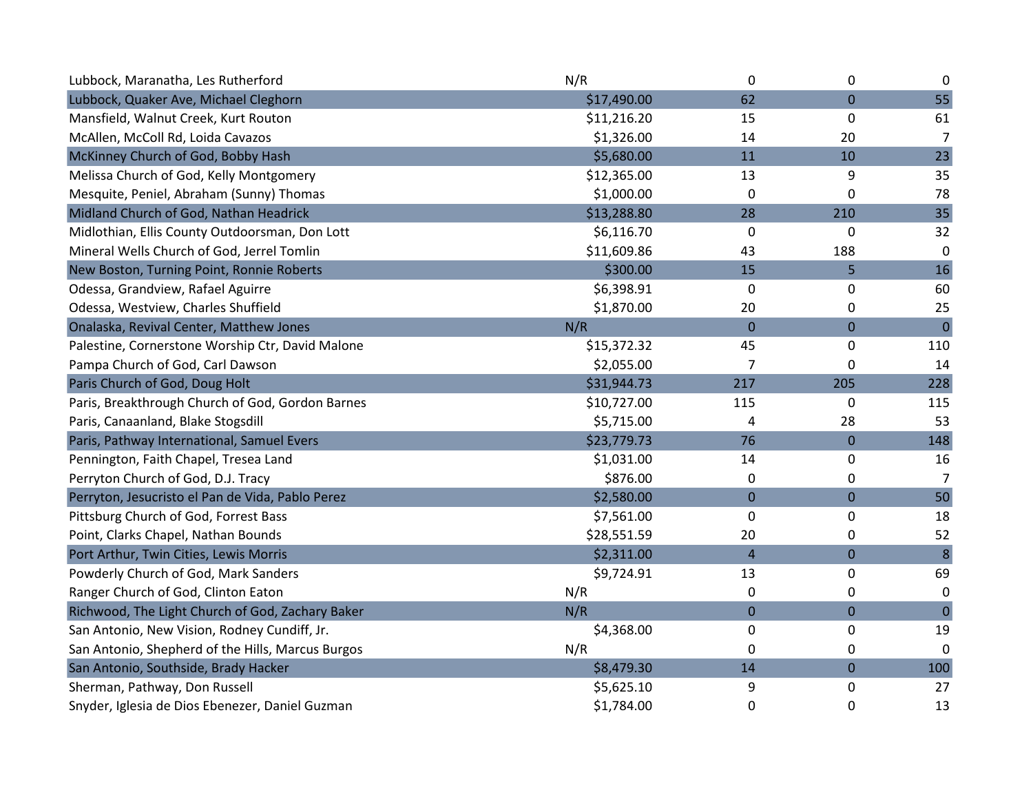| | | | | |
|---|---|---|---|---|
| Lubbock, Maranatha, Les Rutherford | N/R | 0 | 0 | 0 |
| Lubbock, Quaker Ave, Michael Cleghorn | $17,490.00 | 62 | 0 | 55 |
| Mansfield, Walnut Creek, Kurt Routon | $11,216.20 | 15 | 0 | 61 |
| McAllen, McColl Rd, Loida Cavazos | $1,326.00 | 14 | 20 | 7 |
| McKinney Church of God, Bobby Hash | $5,680.00 | 11 | 10 | 23 |
| Melissa Church of God, Kelly Montgomery | $12,365.00 | 13 | 9 | 35 |
| Mesquite, Peniel, Abraham (Sunny) Thomas | $1,000.00 | 0 | 0 | 78 |
| Midland Church of God, Nathan Headrick | $13,288.80 | 28 | 210 | 35 |
| Midlothian, Ellis County Outdoorsman, Don Lott | $6,116.70 | 0 | 0 | 32 |
| Mineral Wells Church of God, Jerrel Tomlin | $11,609.86 | 43 | 188 | 0 |
| New Boston, Turning Point, Ronnie Roberts | $300.00 | 15 | 5 | 16 |
| Odessa, Grandview, Rafael Aguirre | $6,398.91 | 0 | 0 | 60 |
| Odessa, Westview, Charles Shuffield | $1,870.00 | 20 | 0 | 25 |
| Onalaska, Revival Center, Matthew Jones | N/R | 0 | 0 | 0 |
| Palestine, Cornerstone Worship Ctr, David Malone | $15,372.32 | 45 | 0 | 110 |
| Pampa Church of God, Carl Dawson | $2,055.00 | 7 | 0 | 14 |
| Paris Church of God, Doug Holt | $31,944.73 | 217 | 205 | 228 |
| Paris, Breakthrough Church of God, Gordon Barnes | $10,727.00 | 115 | 0 | 115 |
| Paris, Canaanland, Blake Stogsdill | $5,715.00 | 4 | 28 | 53 |
| Paris, Pathway International, Samuel Evers | $23,779.73 | 76 | 0 | 148 |
| Pennington, Faith Chapel, Tresea Land | $1,031.00 | 14 | 0 | 16 |
| Perryton Church of God, D.J. Tracy | $876.00 | 0 | 0 | 7 |
| Perryton, Jesucristo el Pan de Vida, Pablo Perez | $2,580.00 | 0 | 0 | 50 |
| Pittsburg Church of God, Forrest Bass | $7,561.00 | 0 | 0 | 18 |
| Point, Clarks Chapel, Nathan Bounds | $28,551.59 | 20 | 0 | 52 |
| Port Arthur, Twin Cities, Lewis Morris | $2,311.00 | 4 | 0 | 8 |
| Powderly Church of God, Mark Sanders | $9,724.91 | 13 | 0 | 69 |
| Ranger Church of God, Clinton Eaton | N/R | 0 | 0 | 0 |
| Richwood, The Light Church of God, Zachary Baker | N/R | 0 | 0 | 0 |
| San Antonio, New Vision, Rodney Cundiff, Jr. | $4,368.00 | 0 | 0 | 19 |
| San Antonio, Shepherd of the Hills, Marcus Burgos | N/R | 0 | 0 | 0 |
| San Antonio, Southside, Brady Hacker | $8,479.30 | 14 | 0 | 100 |
| Sherman, Pathway, Don Russell | $5,625.10 | 9 | 0 | 27 |
| Snyder, Iglesia de Dios Ebenezer, Daniel Guzman | $1,784.00 | 0 | 0 | 13 |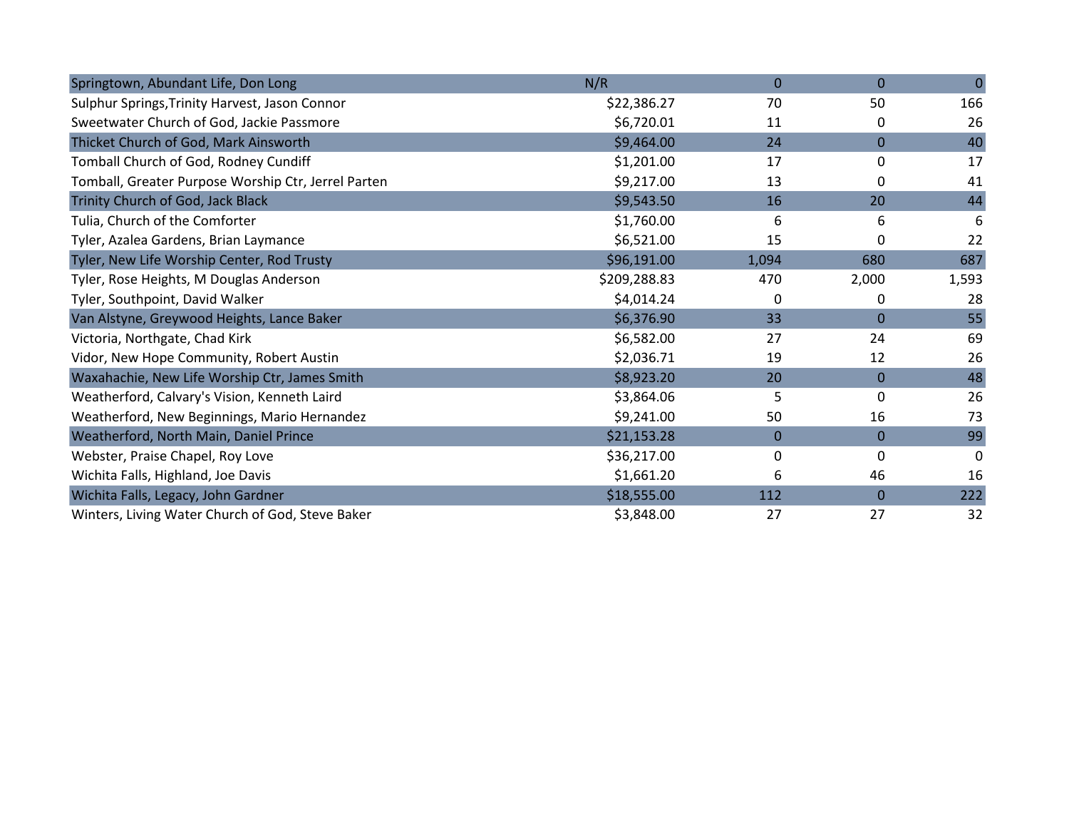| | | | | |
|---|---|---|---|---|
| Springtown, Abundant Life, Don Long | N/R | 0 | 0 | 0 |
| Sulphur Springs,Trinity Harvest, Jason Connor | $22,386.27 | 70 | 50 | 166 |
| Sweetwater Church of God, Jackie Passmore | $6,720.01 | 11 | 0 | 26 |
| Thicket Church of God, Mark Ainsworth | $9,464.00 | 24 | 0 | 40 |
| Tomball Church of God, Rodney Cundiff | $1,201.00 | 17 | 0 | 17 |
| Tomball, Greater Purpose Worship Ctr, Jerrel Parten | $9,217.00 | 13 | 0 | 41 |
| Trinity Church of God, Jack Black | $9,543.50 | 16 | 20 | 44 |
| Tulia, Church of the Comforter | $1,760.00 | 6 | 6 | 6 |
| Tyler, Azalea Gardens, Brian Laymance | $6,521.00 | 15 | 0 | 22 |
| Tyler, New Life Worship Center, Rod Trusty | $96,191.00 | 1,094 | 680 | 687 |
| Tyler, Rose Heights, M Douglas Anderson | $209,288.83 | 470 | 2,000 | 1,593 |
| Tyler, Southpoint, David Walker | $4,014.24 | 0 | 0 | 28 |
| Van Alstyne, Greywood Heights, Lance Baker | $6,376.90 | 33 | 0 | 55 |
| Victoria, Northgate, Chad Kirk | $6,582.00 | 27 | 24 | 69 |
| Vidor, New Hope Community, Robert Austin | $2,036.71 | 19 | 12 | 26 |
| Waxahachie, New Life Worship Ctr, James Smith | $8,923.20 | 20 | 0 | 48 |
| Weatherford, Calvary's Vision, Kenneth Laird | $3,864.06 | 5 | 0 | 26 |
| Weatherford, New Beginnings, Mario Hernandez | $9,241.00 | 50 | 16 | 73 |
| Weatherford, North Main, Daniel Prince | $21,153.28 | 0 | 0 | 99 |
| Webster, Praise Chapel, Roy Love | $36,217.00 | 0 | 0 | 0 |
| Wichita Falls, Highland, Joe Davis | $1,661.20 | 6 | 46 | 16 |
| Wichita Falls, Legacy, John Gardner | $18,555.00 | 112 | 0 | 222 |
| Winters, Living Water Church of God, Steve Baker | $3,848.00 | 27 | 27 | 32 |